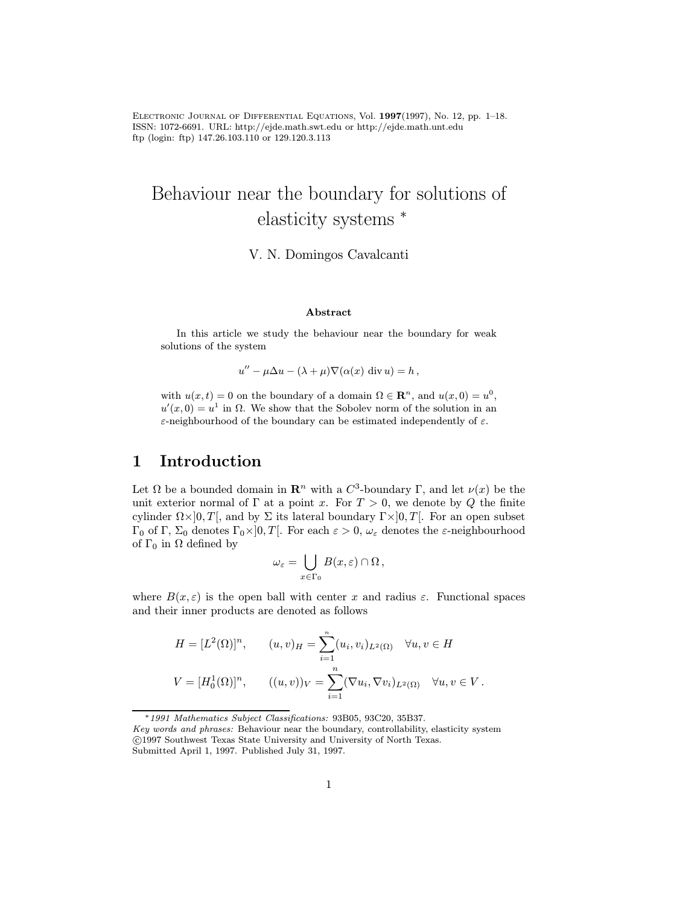Electronic Journal of Differential Equations, Vol. **1997**(1997), No. 12, pp. 1–18.
ISSN: 1072-6691. URL: http://ejde.math.swt.edu or http://ejde.math.unt.edu
ftp (login: ftp) 147.26.103.110 or 129.120.3.113

# Behaviour near the boundary for solutions of elasticity systems *

V. N. Domingos Cavalcanti

### Abstract

In this article we study the behaviour near the boundary for weak solutions of the system

$$u'' - \mu\Delta u - (\lambda+\mu)\nabla(\alpha(x)\ \mathrm{div}\, u) = h\,,$$

with $u(x,t) = 0$ on the boundary of a domain $\Omega \in \mathbf{R}^n$, and $u(x,0) = u^0$, $u'(x,0) = u^1$ in $\Omega$. We show that the Sobolev norm of the solution in an $\varepsilon$-neighbourhood of the boundary can be estimated independently of $\varepsilon$.

## 1 Introduction

Let $\Omega$ be a bounded domain in $\mathbf{R}^n$ with a $C^3$-boundary $\Gamma$, and let $\nu(x)$ be the unit exterior normal of $\Gamma$ at a point $x$. For $T > 0$, we denote by $Q$ the finite cylinder $\Omega\times]0,T[$, and by $\Sigma$ its lateral boundary $\Gamma\times]0,T[$. For an open subset $\Gamma_0$ of $\Gamma$, $\Sigma_0$ denotes $\Gamma_0\times]0,T[$. For each $\varepsilon > 0$, $\omega_\varepsilon$ denotes the $\varepsilon$-neighbourhood of $\Gamma_0$ in $\Omega$ defined by

$$\omega_\varepsilon = \bigcup_{x\in\Gamma_0} B(x,\varepsilon)\cap\Omega\,,$$

where $B(x,\varepsilon)$ is the open ball with center $x$ and radius $\varepsilon$. Functional spaces and their inner products are denoted as follows

$$H = [L^2(\Omega)]^n, \qquad (u,v)_H = \sum_{i=1}^{n}(u_i,v_i)_{L^2(\Omega)} \quad \forall u,v \in H$$

$$V = [H_0^1(\Omega)]^n, \qquad ((u,v))_V = \sum_{i=1}^{n}(\nabla u_i,\nabla v_i)_{L^2(\Omega)} \quad \forall u,v \in V\,.$$

---

*1991 Mathematics Subject Classifications:* 93B05, 93C20, 35B37.
*Key words and phrases:* Behaviour near the boundary, controllability, elasticity system
©1997 Southwest Texas State University and University of North Texas.
Submitted April 1, 1997. Published July 31, 1997.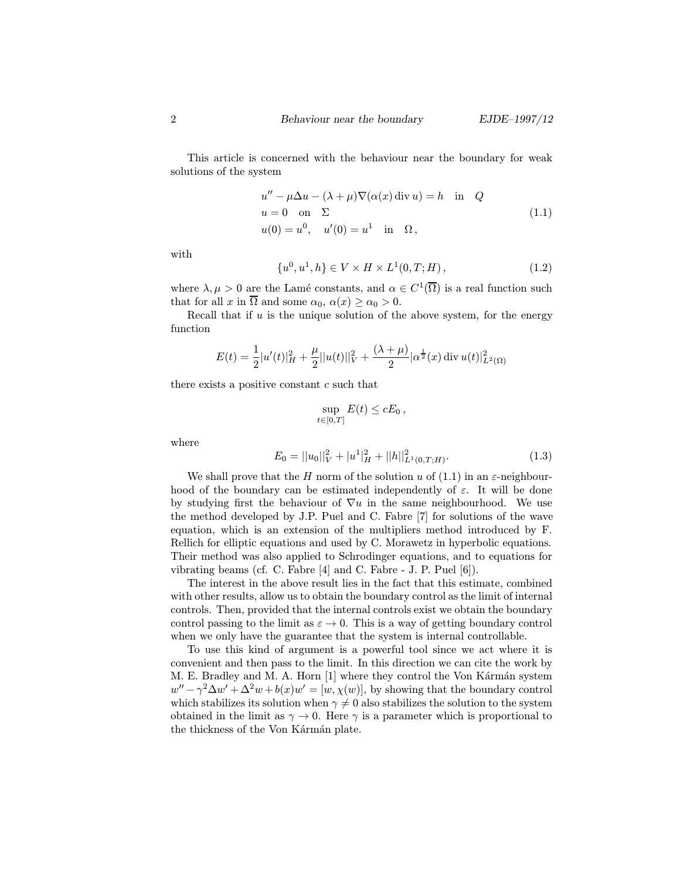This article is concerned with the behaviour near the boundary for weak solutions of the system

$$
\begin{aligned}
&u'' - \mu\Delta u - (\lambda+\mu)\nabla(\alpha(x)\operatorname{div} u) = h \quad \text{in} \quad Q \\
&u = 0 \quad \text{on} \quad \Sigma \\
&u(0) = u^0, \quad u'(0) = u^1 \quad \text{in} \quad \Omega\,,
\end{aligned} \tag{1.1}
$$

with

$$
\{u^0, u^1, h\} \in V \times H \times L^1(0,T;H)\,, \tag{1.2}
$$

where $\lambda, \mu > 0$ are the Lamé constants, and $\alpha \in C^1(\overline{\Omega})$ is a real function such that for all $x$ in $\overline{\Omega}$ and some $\alpha_0$, $\alpha(x) \geq \alpha_0 > 0$.

Recall that if $u$ is the unique solution of the above system, for the energy function

$$
E(t) = \frac{1}{2}|u'(t)|_H^2 + \frac{\mu}{2}||u(t)||_V^2 + \frac{(\lambda+\mu)}{2}|\alpha^{\frac{1}{2}}(x)\operatorname{div} u(t)|^2_{L^2(\Omega)}
$$

there exists a positive constant $c$ such that

$$
\sup_{t\in[0,T]} E(t) \leq cE_0\,,
$$

where

$$
E_0 = ||u_0||_V^2 + |u^1|_H^2 + ||h||^2_{L^1(0,T;H)}. \tag{1.3}
$$

We shall prove that the $H$ norm of the solution $u$ of (1.1) in an $\varepsilon$-neighbourhood of the boundary can be estimated independently of $\varepsilon$. It will be done by studying first the behaviour of $\nabla u$ in the same neighbourhood. We use the method developed by J.P. Puel and C. Fabre [7] for solutions of the wave equation, which is an extension of the multipliers method introduced by F. Rellich for elliptic equations and used by C. Morawetz in hyperbolic equations. Their method was also applied to Schrodinger equations, and to equations for vibrating beams (cf. C. Fabre [4] and C. Fabre - J. P. Puel [6]).

The interest in the above result lies in the fact that this estimate, combined with other results, allow us to obtain the boundary control as the limit of internal controls. Then, provided that the internal controls exist we obtain the boundary control passing to the limit as $\varepsilon \to 0$. This is a way of getting boundary control when we only have the guarantee that the system is internal controllable.

To use this kind of argument is a powerful tool since we act where it is convenient and then pass to the limit. In this direction we can cite the work by M. E. Bradley and M. A. Horn [1] where they control the Von Kármán system $w'' - \gamma^2\Delta w' + \Delta^2 w + b(x)w' = [w, \chi(w)]$, by showing that the boundary control which stabilizes its solution when $\gamma \neq 0$ also stabilizes the solution to the system obtained in the limit as $\gamma \to 0$. Here $\gamma$ is a parameter which is proportional to the thickness of the Von Kármán plate.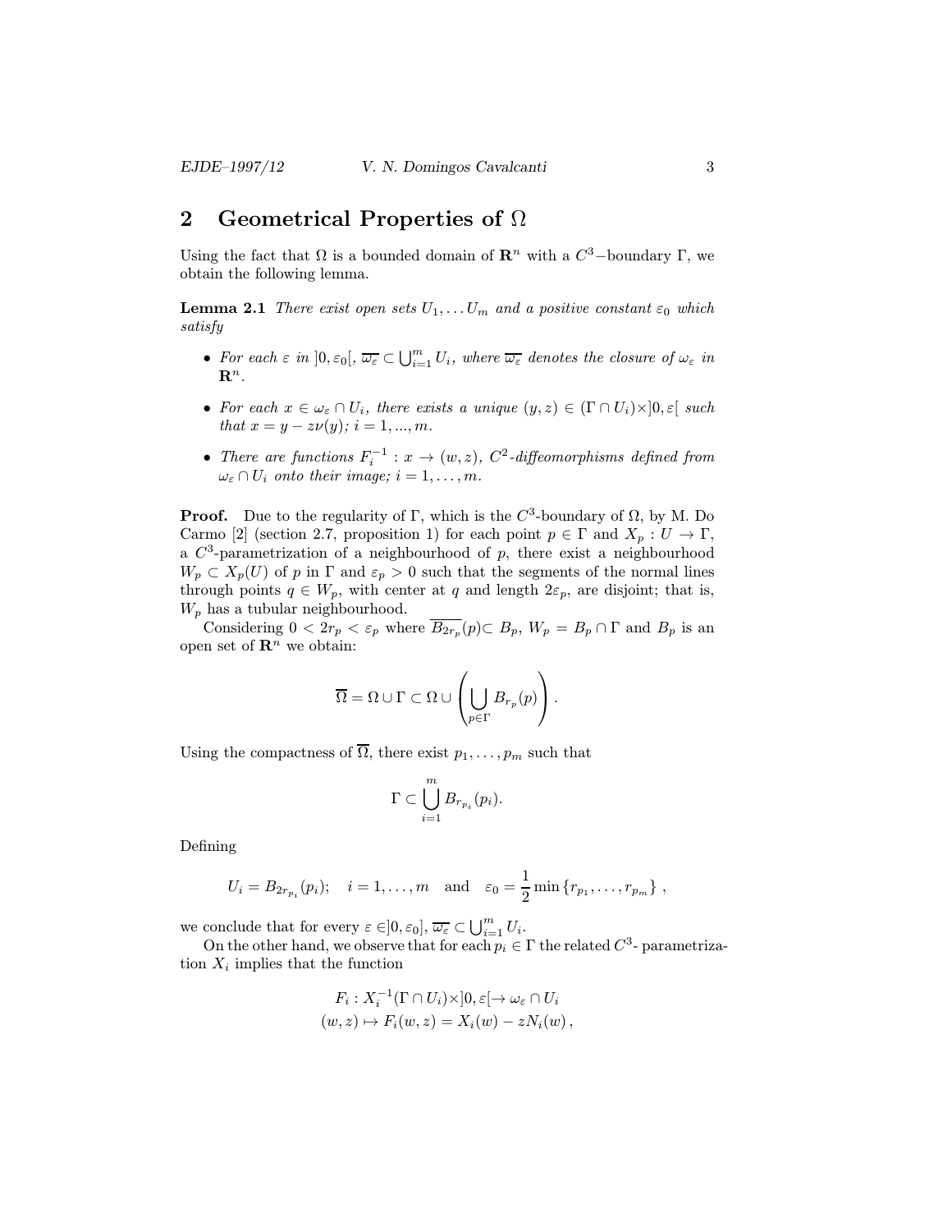## 2 Geometrical Properties of $\Omega$

Using the fact that $\Omega$ is a bounded domain of $\mathbf{R}^n$ with a $C^3$−boundary $\Gamma$, we obtain the following lemma.

**Lemma 2.1** *There exist open sets $U_1, \dots U_m$ and a positive constant $\varepsilon_0$ which satisfy*

- *For each $\varepsilon$ in $]0, \varepsilon_0[$, $\overline{\omega_\varepsilon} \subset \bigcup_{i=1}^m U_i$, where $\overline{\omega_\varepsilon}$ denotes the closure of $\omega_\varepsilon$ in $\mathbf{R}^n$.*
- *For each $x \in \omega_\varepsilon \cap U_i$, there exists a unique $(y, z) \in (\Gamma \cap U_i) \times ]0, \varepsilon[$ such that $x = y - z\nu(y)$; $i = 1, ..., m$.*
- *There are functions $F_i^{-1} : x \to (w, z)$, $C^2$-diffeomorphisms defined from $\omega_\varepsilon \cap U_i$ onto their image; $i = 1, \dots, m$.*

**Proof.** Due to the regularity of $\Gamma$, which is the $C^3$-boundary of $\Omega$, by M. Do Carmo [2] (section 2.7, proposition 1) for each point $p \in \Gamma$ and $X_p : U \to \Gamma$, a $C^3$-parametrization of a neighbourhood of $p$, there exist a neighbourhood $W_p \subset X_p(U)$ of $p$ in $\Gamma$ and $\varepsilon_p > 0$ such that the segments of the normal lines through points $q \in W_p$, with center at $q$ and length $2\varepsilon_p$, are disjoint; that is, $W_p$ has a tubular neighbourhood.

Considering $0 < 2r_p < \varepsilon_p$ where $\overline{B_{2r_p}(p)} \subset B_p$, $W_p = B_p \cap \Gamma$ and $B_p$ is an open set of $\mathbf{R}^n$ we obtain:

$$\overline{\Omega} = \Omega \cup \Gamma \subset \Omega \cup \left( \bigcup_{p \in \Gamma} B_{r_p}(p) \right).$$

Using the compactness of $\overline{\Omega}$, there exist $p_1, \dots, p_m$ such that

$$\Gamma \subset \bigcup_{i=1}^m B_{r_{p_i}}(p_i).$$

Defining

$$U_i = B_{2r_{p_i}}(p_i); \quad i = 1, \dots, m \quad \text{and} \quad \varepsilon_0 = \frac{1}{2} \min \{r_{p_1}, \dots, r_{p_m}\},$$

we conclude that for every $\varepsilon \in ]0, \varepsilon_0]$, $\overline{\omega_\varepsilon} \subset \bigcup_{i=1}^m U_i$.

On the other hand, we observe that for each $p_i \in \Gamma$ the related $C^3$- parametrization $X_i$ implies that the function

$$F_i : X_i^{-1}(\Gamma \cap U_i) \times ]0, \varepsilon[ \to \omega_\varepsilon \cap U_i$$
$$(w, z) \mapsto F_i(w, z) = X_i(w) - zN_i(w),$$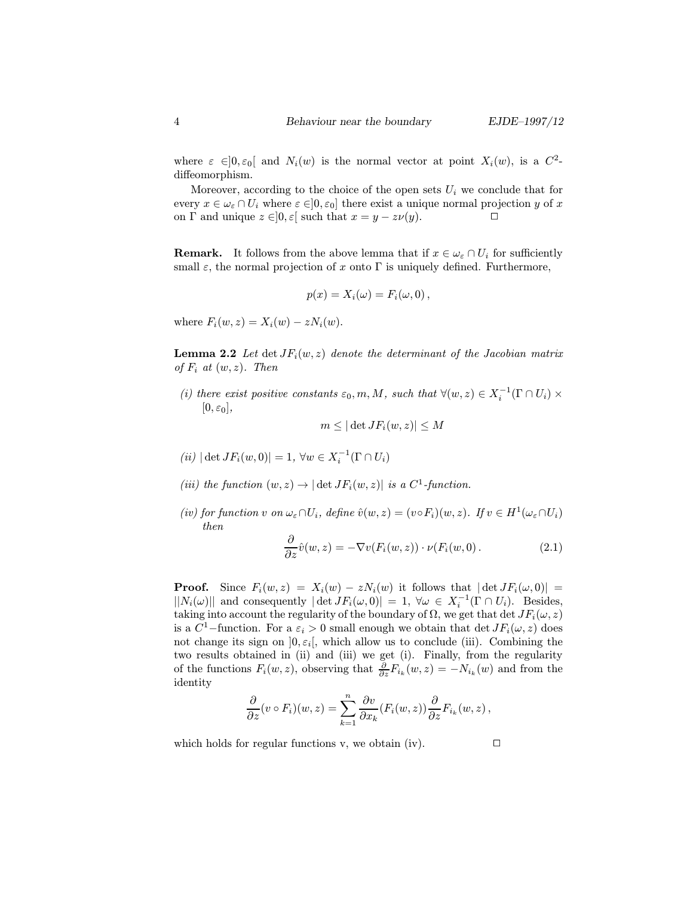where $\varepsilon \in ]0, \varepsilon_0[$ and $N_i(w)$ is the normal vector at point $X_i(w)$, is a $C^2$-diffeomorphism.

Moreover, according to the choice of the open sets $U_i$ we conclude that for every $x \in \omega_\varepsilon \cap U_i$ where $\varepsilon \in ]0, \varepsilon_0]$ there exist a unique normal projection $y$ of $x$ on $\Gamma$ and unique $z \in ]0, \varepsilon[$ such that $x = y - z\nu(y)$. $\square$

**Remark.** It follows from the above lemma that if $x \in \omega_\varepsilon \cap U_i$ for sufficiently small $\varepsilon$, the normal projection of $x$ onto $\Gamma$ is uniquely defined. Furthermore,

$$p(x) = X_i(\omega) = F_i(\omega, 0)\,,$$

where $F_i(w, z) = X_i(w) - zN_i(w)$.

**Lemma 2.2** *Let $\det JF_i(w, z)$ denote the determinant of the Jacobian matrix of $F_i$ at $(w, z)$. Then*

*(i) there exist positive constants $\varepsilon_0, m, M$, such that $\forall (w, z) \in X_i^{-1}(\Gamma \cap U_i) \times [0, \varepsilon_0]$,*

$$m \le |\det JF_i(w, z)| \le M$$

*(ii) $|\det JF_i(w, 0)| = 1$, $\forall w \in X_i^{-1}(\Gamma \cap U_i)$*

*(iii) the function $(w, z) \to |\det JF_i(w, z)|$ is a $C^1$-function.*

*(iv) for function $v$ on $\omega_\varepsilon \cap U_i$, define $\hat{v}(w, z) = (v \circ F_i)(w, z)$. If $v \in H^1(\omega_\varepsilon \cap U_i)$ then*

$$\frac{\partial}{\partial z}\hat{v}(w, z) = -\nabla v(F_i(w, z)) \cdot \nu(F_i(w, 0))\,. \tag{2.1}$$

**Proof.** Since $F_i(w, z) = X_i(w) - zN_i(w)$ it follows that $|\det JF_i(\omega, 0)| = ||N_i(\omega)||$ and consequently $|\det JF_i(\omega, 0)| = 1$, $\forall \omega \in X_i^{-1}(\Gamma \cap U_i)$. Besides, taking into account the regularity of the boundary of $\Omega$, we get that $\det JF_i(\omega, z)$ is a $C^1$-function. For a $\varepsilon_i > 0$ small enough we obtain that $\det JF_i(\omega, z)$ does not change its sign on $]0, \varepsilon_i[$, which allow us to conclude (iii). Combining the two results obtained in (ii) and (iii) we get (i). Finally, from the regularity of the functions $F_i(w, z)$, observing that $\frac{\partial}{\partial z}F_{i_k}(w, z) = -N_{i_k}(w)$ and from the identity

$$\frac{\partial}{\partial z}(v \circ F_i)(w, z) = \sum_{k=1}^{n} \frac{\partial v}{\partial x_k}(F_i(w, z))\frac{\partial}{\partial z}F_{i_k}(w, z)\,,$$

which holds for regular functions v, we obtain (iv). $\square$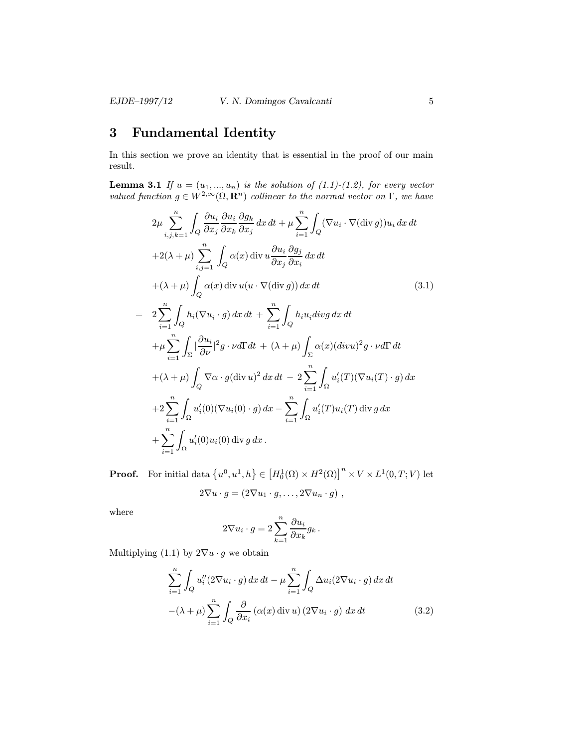## 3 Fundamental Identity

In this section we prove an identity that is essential in the proof of our main result.

**Lemma 3.1** *If $u = (u_1, ..., u_n)$ is the solution of (1.1)-(1.2), for every vector valued function $g \in W^{2,\infty}(\Omega, \mathbf{R}^n)$ collinear to the normal vector on $\Gamma$, we have*

$$
\begin{aligned}
& 2\mu \sum_{i,j,k=1}^{n} \int_Q \frac{\partial u_i}{\partial x_j}\frac{\partial u_i}{\partial x_k}\frac{\partial g_k}{\partial x_j}\,dx\,dt + \mu \sum_{i=1}^{n}\int_Q (\nabla u_i \cdot \nabla(\operatorname{div} g))u_i\,dx\,dt \\
& +2(\lambda+\mu)\sum_{i,j=1}^{n}\int_Q \alpha(x)\operatorname{div} u \frac{\partial u_i}{\partial x_j}\frac{\partial g_j}{\partial x_i}\,dx\,dt \\
& +(\lambda+\mu)\int_Q \alpha(x)\operatorname{div} u(u\cdot\nabla(\operatorname{div} g))\,dx\,dt \qquad (3.1)\\
= \;& 2\sum_{i=1}^{n}\int_Q h_i(\nabla u_i\cdot g)\,dx\,dt \;+\; \sum_{i=1}^{n}\int_Q h_i u_i div g\,dx\,dt \\
& +\mu\sum_{i=1}^{n}\int_\Sigma \left|\frac{\partial u_i}{\partial \nu}\right|^2 g\cdot\nu d\Gamma dt \;+\; (\lambda+\mu)\int_\Sigma \alpha(x)(div u)^2 g\cdot \nu d\Gamma\,dt \\
& +(\lambda+\mu)\int_Q \nabla\alpha\cdot g(\operatorname{div} u)^2\,dx\,dt \;-\; 2\sum_{i=1}^{n}\int_\Omega u_i'(T)(\nabla u_i(T)\cdot g)\,dx \\
& +2\sum_{i=1}^{n}\int_\Omega u_i'(0)(\nabla u_i(0)\cdot g)\,dx - \sum_{i=1}^{n}\int_\Omega u_i'(T)u_i(T)\operatorname{div} g\,dx \\
& +\sum_{i=1}^{n}\int_\Omega u_i'(0)u_i(0)\operatorname{div} g\,dx\,.
\end{aligned}
$$

**Proof.** For initial data $\left\{u^0, u^1, h\right\} \in \left[H_0^1(\Omega)\times H^2(\Omega)\right]^n \times V \times L^1(0,T;V)$ let

$$
2\nabla u\cdot g = (2\nabla u_1\cdot g, \ldots, 2\nabla u_n\cdot g)\,,
$$

where

$$
2\nabla u_i\cdot g = 2\sum_{k=1}^{n}\frac{\partial u_i}{\partial x_k}g_k\,.
$$

Multiplying (1.1) by $2\nabla u\cdot g$ we obtain

$$
\begin{aligned}
& \sum_{i=1}^{n}\int_Q u_i''(2\nabla u_i\cdot g)\,dx\,dt - \mu\sum_{i=1}^{n}\int_Q \Delta u_i(2\nabla u_i\cdot g)\,dx\,dt \\
& -(\lambda+\mu)\sum_{i=1}^{n}\int_Q \frac{\partial}{\partial x_i}\left(\alpha(x)\operatorname{div} u\right)(2\nabla u_i\cdot g)\;dx\,dt \qquad (3.2)
\end{aligned}
$$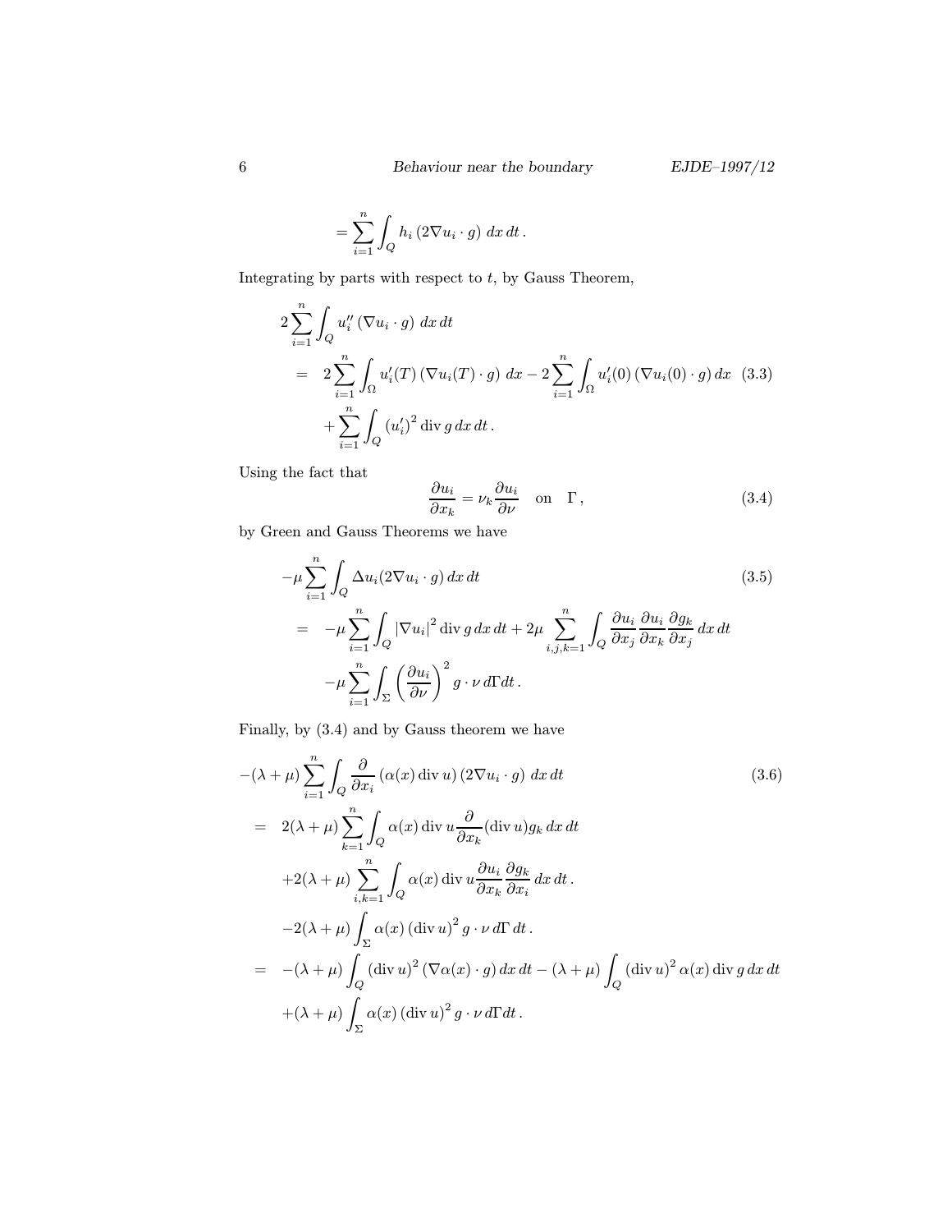$$= \sum_{i=1}^{n} \int_Q h_i \left(2\nabla u_i \cdot g\right) \, dx \, dt \, .$$

Integrating by parts with respect to $t$, by Gauss Theorem,

$$\begin{aligned}
&2 \sum_{i=1}^{n} \int_Q u_i'' \left(\nabla u_i \cdot g\right) \, dx \, dt \\
&= \; 2 \sum_{i=1}^{n} \int_\Omega u_i'(T) \left(\nabla u_i(T) \cdot g\right) \, dx - 2 \sum_{i=1}^{n} \int_\Omega u_i'(0) \left(\nabla u_i(0) \cdot g\right) dx \quad (3.3) \\
&\quad + \sum_{i=1}^{n} \int_Q \left(u_i'\right)^2 \operatorname{div} g \, dx \, dt \, .
\end{aligned}$$

Using the fact that

$$\frac{\partial u_i}{\partial x_k} = \nu_k \frac{\partial u_i}{\partial \nu} \quad \text{on} \quad \Gamma \, , \tag{3.4}$$

by Green and Gauss Theorems we have

$$\begin{aligned}
&-\mu \sum_{i=1}^{n} \int_Q \Delta u_i (2\nabla u_i \cdot g) \, dx \, dt \qquad (3.5) \\
&= \; -\mu \sum_{i=1}^{n} \int_Q \left|\nabla u_i\right|^2 \operatorname{div} g \, dx \, dt + 2\mu \sum_{i,j,k=1}^{n} \int_Q \frac{\partial u_i}{\partial x_j} \frac{\partial u_i}{\partial x_k} \frac{\partial g_k}{\partial x_j} \, dx \, dt \\
&\quad -\mu \sum_{i=1}^{n} \int_\Sigma \left(\frac{\partial u_i}{\partial \nu}\right)^2 g \cdot \nu \, d\Gamma dt \, .
\end{aligned}$$

Finally, by (3.4) and by Gauss theorem we have

$$\begin{aligned}
&-(\lambda + \mu) \sum_{i=1}^{n} \int_Q \frac{\partial}{\partial x_i} \left(\alpha(x) \operatorname{div} u\right) \left(2\nabla u_i \cdot g\right) \, dx \, dt \qquad (3.6) \\
&= \; 2(\lambda + \mu) \sum_{k=1}^{n} \int_Q \alpha(x) \operatorname{div} u \frac{\partial}{\partial x_k} (\operatorname{div} u) g_k \, dx \, dt \\
&\quad +2(\lambda + \mu) \sum_{i,k=1}^{n} \int_Q \alpha(x) \operatorname{div} u \frac{\partial u_i}{\partial x_k} \frac{\partial g_k}{\partial x_i} \, dx \, dt \, . \\
&\quad -2(\lambda + \mu) \int_\Sigma \alpha(x) \left(\operatorname{div} u\right)^2 g \cdot \nu \, d\Gamma \, dt \, . \\
&= \; -(\lambda + \mu) \int_Q \left(\operatorname{div} u\right)^2 \left(\nabla \alpha(x) \cdot g\right) dx \, dt - (\lambda + \mu) \int_Q \left(\operatorname{div} u\right)^2 \alpha(x) \operatorname{div} g \, dx \, dt \\
&\quad +(\lambda + \mu) \int_\Sigma \alpha(x) \left(\operatorname{div} u\right)^2 g \cdot \nu \, d\Gamma dt \, .
\end{aligned}$$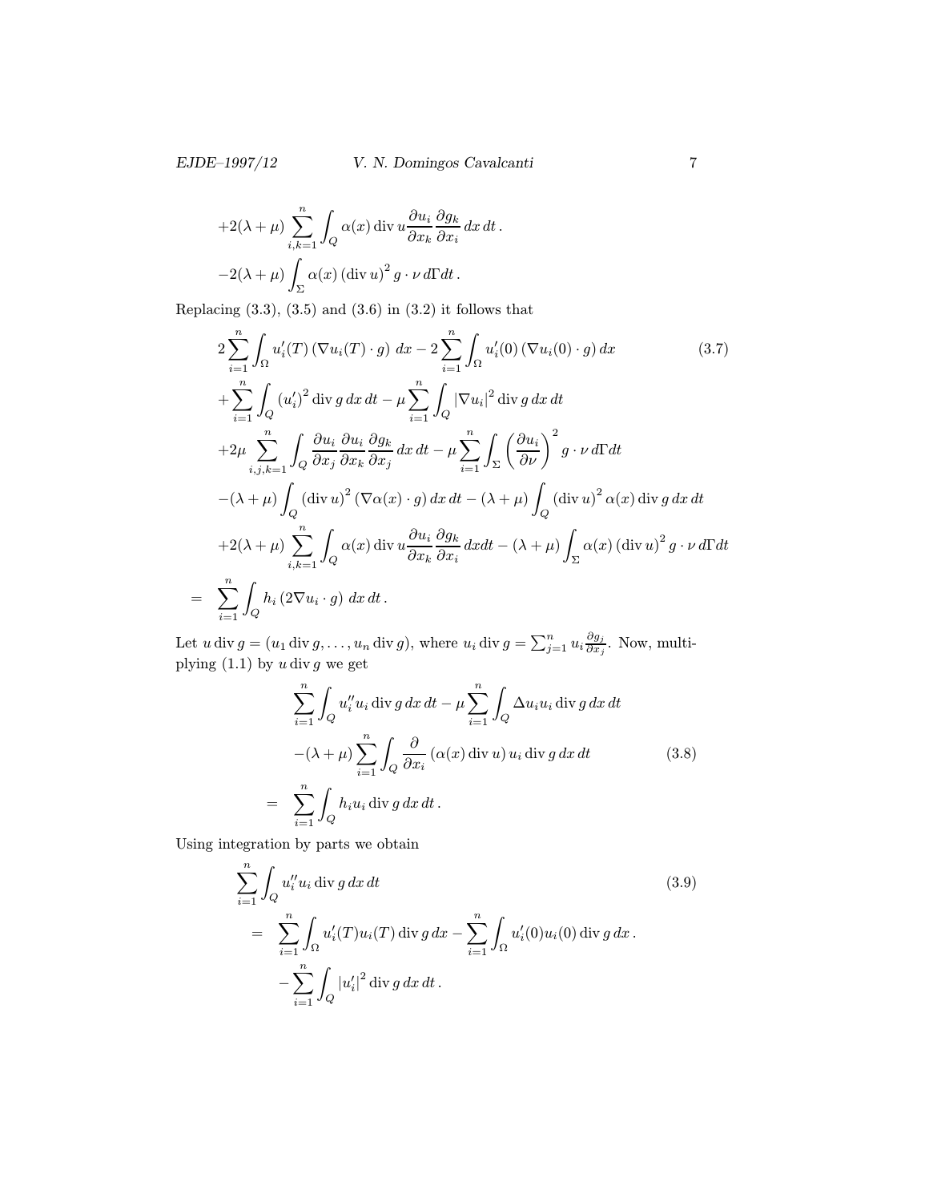$$
\begin{aligned}
&+2(\lambda+\mu)\sum_{i,k=1}^{n}\int_Q \alpha(x)\,\operatorname{div} u \frac{\partial u_i}{\partial x_k}\frac{\partial g_k}{\partial x_i}\,dx\,dt\,.\\
&-2(\lambda+\mu)\int_\Sigma \alpha(x)\,(\operatorname{div} u)^2\, g\cdot\nu\,d\Gamma dt\,.
\end{aligned}
$$

Replacing (3.3), (3.5) and (3.6) in (3.2) it follows that

$$
\begin{aligned}
&2\sum_{i=1}^{n}\int_\Omega u_i'(T)\,(\nabla u_i(T)\cdot g)\;dx - 2\sum_{i=1}^{n}\int_\Omega u_i'(0)\,(\nabla u_i(0)\cdot g)\,dx \\
&+\sum_{i=1}^{n}\int_Q (u_i')^2\operatorname{div} g\,dx\,dt - \mu\sum_{i=1}^{n}\int_Q |\nabla u_i|^2\operatorname{div} g\,dx\,dt \\
&+2\mu\sum_{i,j,k=1}^{n}\int_Q \frac{\partial u_i}{\partial x_j}\frac{\partial u_i}{\partial x_k}\frac{\partial g_k}{\partial x_j}\,dx\,dt - \mu\sum_{i=1}^{n}\int_\Sigma\left(\frac{\partial u_i}{\partial \nu}\right)^2 g\cdot\nu\,d\Gamma dt \\
&-(\lambda+\mu)\int_Q (\operatorname{div} u)^2\,(\nabla\alpha(x)\cdot g)\,dx\,dt - (\lambda+\mu)\int_Q (\operatorname{div} u)^2\,\alpha(x)\operatorname{div} g\,dx\,dt \\
&+2(\lambda+\mu)\sum_{i,k=1}^{n}\int_Q \alpha(x)\operatorname{div} u\frac{\partial u_i}{\partial x_k}\frac{\partial g_k}{\partial x_i}\,dxdt - (\lambda+\mu)\int_\Sigma \alpha(x)\,(\operatorname{div} u)^2\, g\cdot\nu\,d\Gamma dt \\
=\;\;&\sum_{i=1}^{n}\int_Q h_i\,(2\nabla u_i\cdot g)\;dx\,dt\,.
\end{aligned}
\tag{3.7}
$$

Let $u\operatorname{div} g = (u_1\operatorname{div} g,\dots,u_n\operatorname{div} g)$, where $u_i\operatorname{div} g = \sum_{j=1}^{n} u_i\frac{\partial g_j}{\partial x_j}$. Now, multiplying (1.1) by $u\operatorname{div} g$ we get

$$
\begin{aligned}
&\sum_{i=1}^{n}\int_Q u_i'' u_i\operatorname{div} g\,dx\,dt - \mu\sum_{i=1}^{n}\int_Q \Delta u_i u_i\operatorname{div} g\,dx\,dt \\
&-(\lambda+\mu)\sum_{i=1}^{n}\int_Q \frac{\partial}{\partial x_i}\left(\alpha(x)\operatorname{div} u\right)u_i\operatorname{div} g\,dx\,dt \\
=\;\;&\sum_{i=1}^{n}\int_Q h_i u_i\operatorname{div} g\,dx\,dt\,.
\end{aligned}
\tag{3.8}
$$

Using integration by parts we obtain

$$
\begin{aligned}
&\sum_{i=1}^{n}\int_Q u_i'' u_i\operatorname{div} g\,dx\,dt \\
=\;\;&\sum_{i=1}^{n}\int_\Omega u_i'(T)u_i(T)\operatorname{div} g\,dx - \sum_{i=1}^{n}\int_\Omega u_i'(0)u_i(0)\operatorname{div} g\,dx\,. \\
&-\sum_{i=1}^{n}\int_Q |u_i'|^2\operatorname{div} g\,dx\,dt\,.
\end{aligned}
\tag{3.9}
$$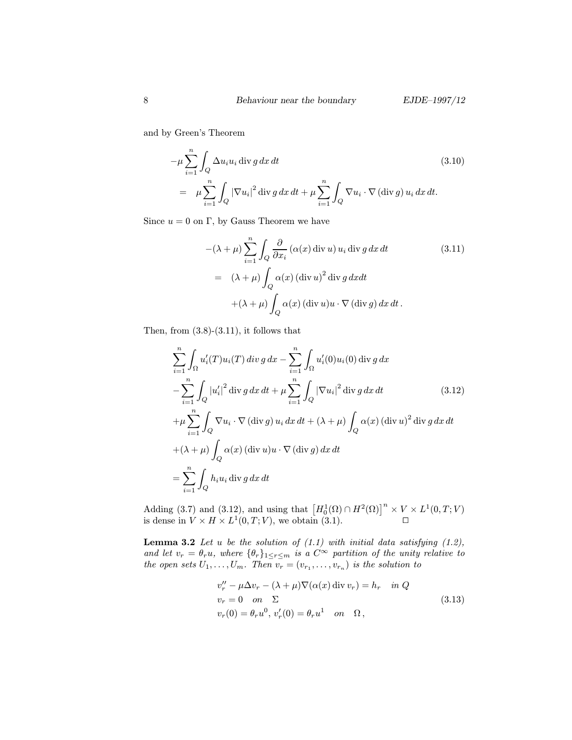and by Green's Theorem

$$
\begin{aligned}
&-\mu \sum_{i=1}^{n} \int_{Q} \Delta u_i u_i \operatorname{div} g \, dx \, dt \\
&= \quad \mu \sum_{i=1}^{n} \int_{Q} |\nabla u_i|^2 \operatorname{div} g \, dx \, dt + \mu \sum_{i=1}^{n} \int_{Q} \nabla u_i \cdot \nabla (\operatorname{div} g) \, u_i \, dx \, dt.
\end{aligned}
\tag{3.10}
$$

Since $u = 0$ on $\Gamma$, by Gauss Theorem we have

$$
\begin{aligned}
&-(\lambda+\mu) \sum_{i=1}^{n} \int_{Q} \frac{\partial}{\partial x_i} (\alpha(x) \operatorname{div} u) \, u_i \operatorname{div} g \, dx \, dt \\
&= \quad (\lambda+\mu) \int_{Q} \alpha(x) (\operatorname{div} u)^2 \operatorname{div} g \, dx dt \\
&\quad\quad + (\lambda+\mu) \int_{Q} \alpha(x) (\operatorname{div} u) u \cdot \nabla (\operatorname{div} g) \, dx \, dt \, .
\end{aligned}
\tag{3.11}
$$

Then, from (3.8)-(3.11), it follows that

$$
\begin{aligned}
&\sum_{i=1}^{n} \int_{\Omega} u_i'(T) u_i(T) \, div \, g \, dx - \sum_{i=1}^{n} \int_{\Omega} u_i'(0) u_i(0) \operatorname{div} g \, dx \\
&- \sum_{i=1}^{n} \int_{Q} |u_i'|^2 \operatorname{div} g \, dx \, dt + \mu \sum_{i=1}^{n} \int_{Q} |\nabla u_i|^2 \operatorname{div} g \, dx \, dt \\
&+ \mu \sum_{i=1}^{n} \int_{Q} \nabla u_i \cdot \nabla (\operatorname{div} g) \, u_i \, dx \, dt + (\lambda+\mu) \int_{Q} \alpha(x) (\operatorname{div} u)^2 \operatorname{div} g \, dx \, dt \\
&+ (\lambda+\mu) \int_{Q} \alpha(x) (\operatorname{div} u) u \cdot \nabla (\operatorname{div} g) \, dx \, dt \\
&= \sum_{i=1}^{n} \int_{Q} h_i u_i \operatorname{div} g \, dx \, dt
\end{aligned}
\tag{3.12}
$$

Adding (3.7) and (3.12), and using that $\left[H_0^1(\Omega) \cap H^2(\Omega)\right]^n \times V \times L^1(0,T;V)$ is dense in $V \times H \times L^1(0,T;V)$, we obtain (3.1). $\square$

**Lemma 3.2** *Let $u$ be the solution of (1.1) with initial data satisfying (1.2), and let $v_r = \theta_r u$, where $\{\theta_r\}_{1 \le r \le m}$ is a $C^\infty$ partition of the unity relative to the open sets $U_1, \dots, U_m$. Then $v_r = (v_{r_1}, \dots, v_{r_n})$ is the solution to*

$$
\begin{aligned}
&v_r'' - \mu \Delta v_r - (\lambda+\mu) \nabla (\alpha(x) \operatorname{div} v_r) = h_r \quad \text{in } Q \\
&v_r = 0 \quad \text{on} \quad \Sigma \\
&v_r(0) = \theta_r u^0, \, v_r'(0) = \theta_r u^1 \quad \text{on} \quad \Omega \, ,
\end{aligned}
\tag{3.13}
$$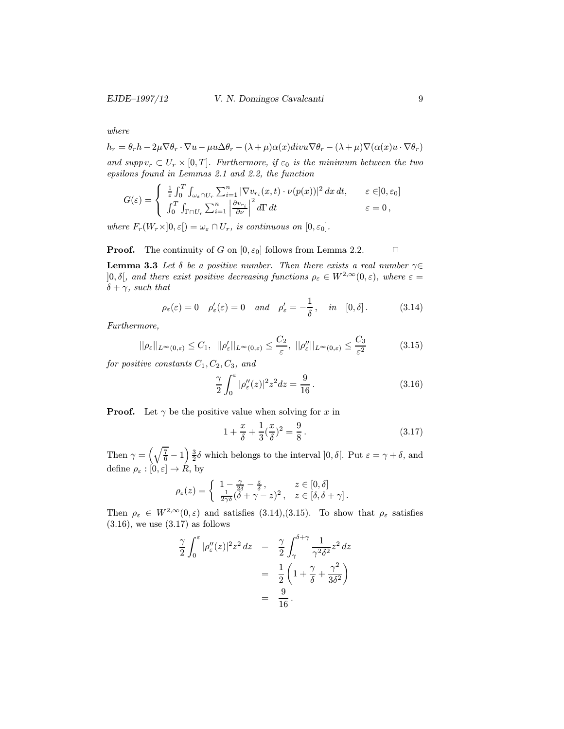*where*

$$h_r = \theta_r h - 2\mu\nabla\theta_r \cdot \nabla u - \mu u\Delta\theta_r - (\lambda+\mu)\alpha(x) div u \nabla\theta_r - (\lambda+\mu)\nabla(\alpha(x)u\cdot\nabla\theta_r)$$

*and* $supp\, v_r \subset U_r \times [0,T]$*. Furthermore, if* $\varepsilon_0$ *is the minimum between the two epsilons found in Lemmas 2.1 and 2.2, the function*

$$G(\varepsilon) = \begin{cases} \frac{1}{\varepsilon}\int_0^T \int_{\omega_\varepsilon \cap U_r} \sum_{i=1}^n |\nabla v_{r_i}(x,t)\cdot\nu(p(x))|^2\, dx\, dt, & \varepsilon \in ]0,\varepsilon_0] \\ \int_0^T \int_{\Gamma\cap U_r} \sum_{i=1}^n \left|\frac{\partial v_{r_i}}{\partial\nu}\right|^2 d\Gamma\, dt & \varepsilon = 0\,, \end{cases}$$

*where* $F_r(W_r \times ]0,\varepsilon[) = \omega_\varepsilon \cap U_r$*, is continuous on* $[0,\varepsilon_0]$*.*

**Proof.** The continuity of $G$ on $[0,\varepsilon_0]$ follows from Lemma 2.2. $\square$

**Lemma 3.3** *Let* $\delta$ *be a positive number. Then there exists a real number* $\gamma \in ]0,\delta[$*, and there exist positive decreasing functions* $\rho_\varepsilon \in W^{2,\infty}(0,\varepsilon)$*, where* $\varepsilon = \delta + \gamma$*, such that*

$$\rho_\varepsilon(\varepsilon) = 0 \quad \rho'_\varepsilon(\varepsilon) = 0 \quad \text{and} \quad \rho'_\varepsilon = -\frac{1}{\delta}\,, \quad \text{in} \quad [0,\delta]\,. \tag{3.14}$$

*Furthermore,*

$$||\rho_\varepsilon||_{L^\infty(0,\varepsilon)} \le C_1,\ \ ||\rho'_\varepsilon||_{L^\infty(0,\varepsilon)} \le \frac{C_2}{\varepsilon},\ \ ||\rho''_\varepsilon||_{L^\infty(0,\varepsilon)} \le \frac{C_3}{\varepsilon^2} \tag{3.15}$$

*for positive constants* $C_1, C_2, C_3$*, and*

$$\frac{\gamma}{2}\int_0^\varepsilon |\rho''_\varepsilon(z)|^2 z^2 dz = \frac{9}{16}\,. \tag{3.16}$$

**Proof.** Let $\gamma$ be the positive value when solving for $x$ in

$$1 + \frac{x}{\delta} + \frac{1}{3}\left(\frac{x}{\delta}\right)^2 = \frac{9}{8}\,. \tag{3.17}$$

Then $\gamma = \left(\sqrt{\frac{7}{6}} - 1\right)\frac{3}{2}\delta$ which belongs to the interval $]0,\delta[$. Put $\varepsilon = \gamma + \delta$, and define $\rho_\varepsilon : [0,\varepsilon] \to R$, by

$$\rho_\varepsilon(z) = \begin{cases} 1 - \frac{\gamma}{2\delta} - \frac{z}{\delta}\,, & z \in [0,\delta] \\ \frac{1}{2\gamma\delta}(\delta + \gamma - z)^2\,, & z \in [\delta, \delta+\gamma]\,. \end{cases}$$

Then $\rho_\varepsilon \in W^{2,\infty}(0,\varepsilon)$ and satisfies (3.14),(3.15). To show that $\rho_\varepsilon$ satisfies (3.16), we use (3.17) as follows

$$\begin{aligned} \frac{\gamma}{2}\int_0^\varepsilon |\rho''_\varepsilon(z)|^2 z^2\, dz &= \frac{\gamma}{2}\int_\gamma^{\delta+\gamma} \frac{1}{\gamma^2\delta^2} z^2\, dz \\ &= \frac{1}{2}\left(1 + \frac{\gamma}{\delta} + \frac{\gamma^2}{3\delta^2}\right) \\ &= \frac{9}{16}\,. \end{aligned}$$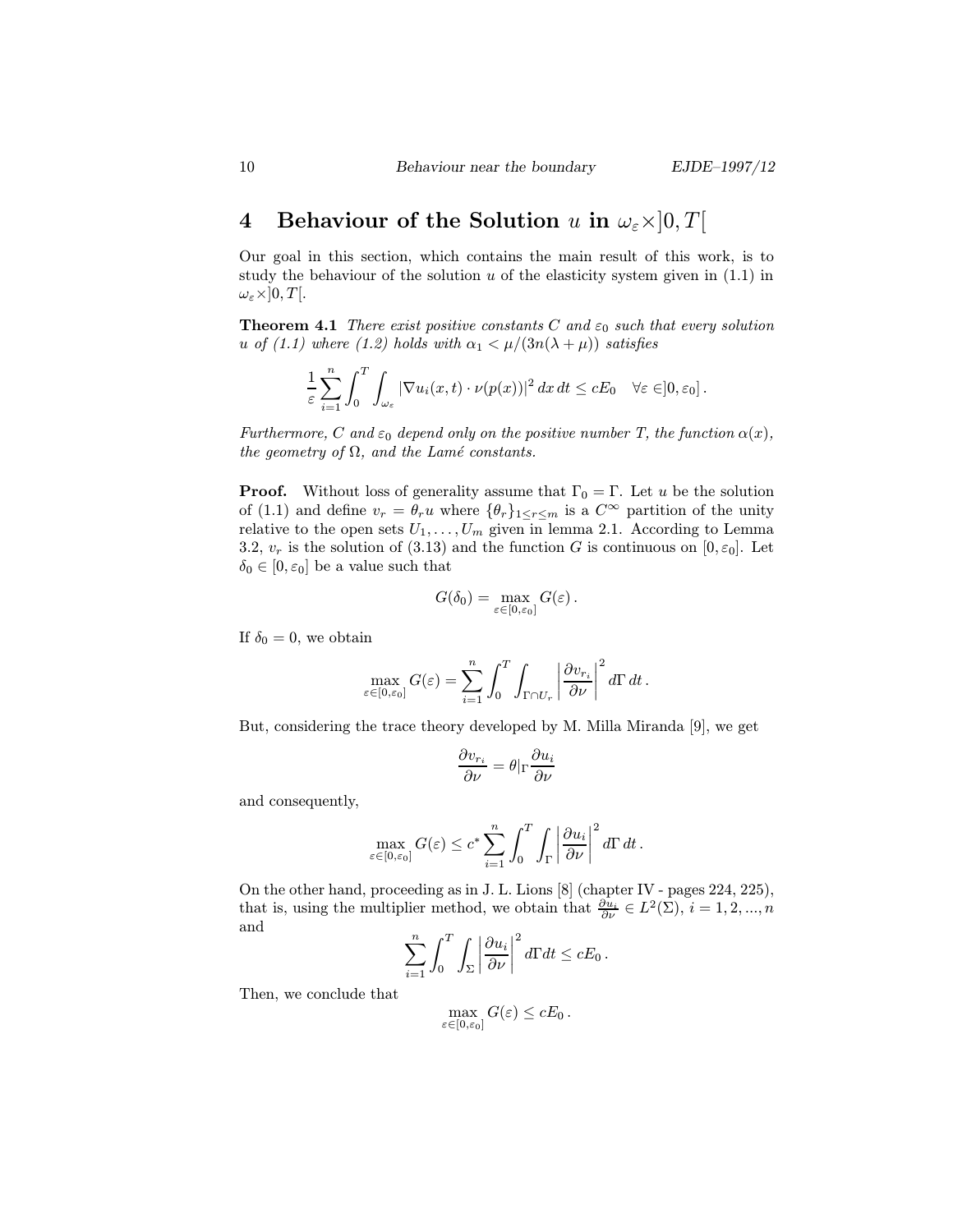## 4 Behaviour of the Solution $u$ in $\omega_\varepsilon \times ]0,T[$

Our goal in this section, which contains the main result of this work, is to study the behaviour of the solution $u$ of the elasticity system given in (1.1) in $\omega_\varepsilon \times ]0,T[$.

**Theorem 4.1** *There exist positive constants $C$ and $\varepsilon_0$ such that every solution $u$ of (1.1) where (1.2) holds with $\alpha_1 < \mu/(3n(\lambda+\mu))$ satisfies*

$$\frac{1}{\varepsilon}\sum_{i=1}^{n}\int_0^T\int_{\omega_\varepsilon}|\nabla u_i(x,t)\cdot\nu(p(x))|^2\,dx\,dt \le cE_0 \quad \forall\varepsilon\in ]0,\varepsilon_0]\,.$$

*Furthermore, $C$ and $\varepsilon_0$ depend only on the positive number $T$, the function $\alpha(x)$, the geometry of $\Omega$, and the Lamé constants.*

**Proof.** Without loss of generality assume that $\Gamma_0 = \Gamma$. Let $u$ be the solution of (1.1) and define $v_r = \theta_r u$ where $\{\theta_r\}_{1\le r\le m}$ is a $C^\infty$ partition of the unity relative to the open sets $U_1,\dots,U_m$ given in lemma 2.1. According to Lemma 3.2, $v_r$ is the solution of (3.13) and the function $G$ is continuous on $[0,\varepsilon_0]$. Let $\delta_0\in[0,\varepsilon_0]$ be a value such that

$$G(\delta_0) = \max_{\varepsilon\in[0,\varepsilon_0]} G(\varepsilon)\,.$$

If $\delta_0 = 0$, we obtain

$$\max_{\varepsilon\in[0,\varepsilon_0]} G(\varepsilon) = \sum_{i=1}^{n}\int_0^T\int_{\Gamma\cap U_r}\left|\frac{\partial v_{r_i}}{\partial\nu}\right|^2 d\Gamma\,dt\,.$$

But, considering the trace theory developed by M. Milla Miranda [9], we get

$$\frac{\partial v_{r_i}}{\partial\nu} = \theta|_\Gamma\frac{\partial u_i}{\partial\nu}$$

and consequently,

$$\max_{\varepsilon\in[0,\varepsilon_0]} G(\varepsilon) \le c^*\sum_{i=1}^{n}\int_0^T\int_{\Gamma}\left|\frac{\partial u_i}{\partial\nu}\right|^2 d\Gamma\,dt\,.$$

On the other hand, proceeding as in J. L. Lions [8] (chapter IV - pages 224, 225), that is, using the multiplier method, we obtain that $\frac{\partial u_i}{\partial\nu}\in L^2(\Sigma)$, $i=1,2,...,n$ and

$$\sum_{i=1}^{n}\int_0^T\int_{\Sigma}\left|\frac{\partial u_i}{\partial\nu}\right|^2 d\Gamma dt \le cE_0\,.$$

Then, we conclude that

$$\max_{\varepsilon\in[0,\varepsilon_0]} G(\varepsilon) \le cE_0\,.$$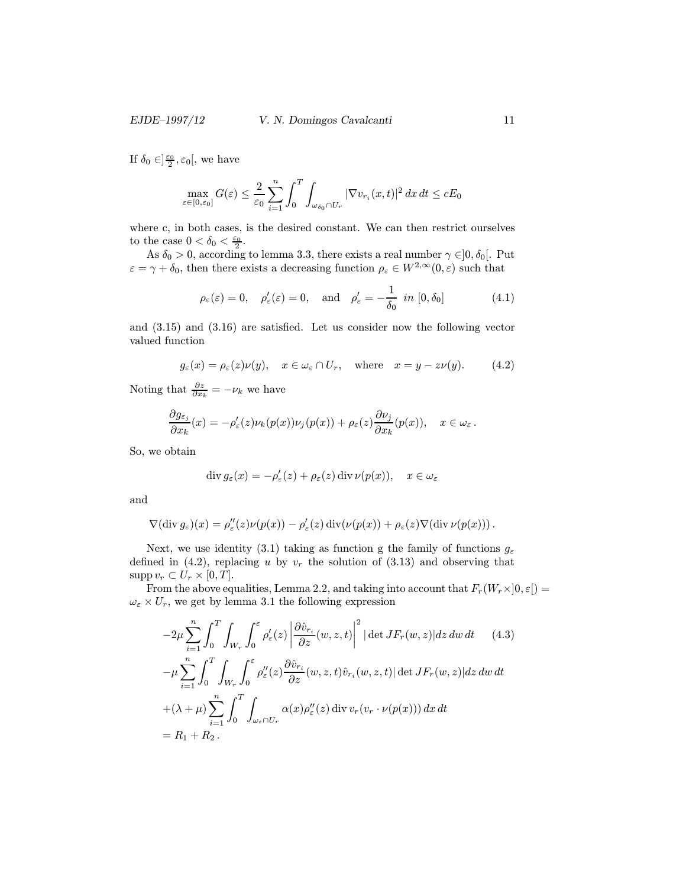If $\delta_0 \in ]\frac{\varepsilon_0}{2}, \varepsilon_0[$, we have

$$\max_{\varepsilon\in[0,\varepsilon_0]} G(\varepsilon) \leq \frac{2}{\varepsilon_0}\sum_{i=1}^{n}\int_0^T\int_{\omega_{\delta_0}\cap U_r} |\nabla v_{r_i}(x,t)|^2\,dx\,dt \leq cE_0$$

where c, in both cases, is the desired constant. We can then restrict ourselves to the case $0 < \delta_0 < \frac{\varepsilon_0}{2}$.

As $\delta_0 > 0$, according to lemma 3.3, there exists a real number $\gamma \in ]0, \delta_0[$. Put $\varepsilon = \gamma + \delta_0$, then there exists a decreasing function $\rho_\varepsilon \in W^{2,\infty}(0,\varepsilon)$ such that

$$\rho_\varepsilon(\varepsilon) = 0, \quad \rho'_\varepsilon(\varepsilon) = 0, \quad \text{and} \quad \rho'_\varepsilon = -\frac{1}{\delta_0} \;\; in \; [0,\delta_0] \tag{4.1}$$

and (3.15) and (3.16) are satisfied. Let us consider now the following vector valued function

$$g_\varepsilon(x) = \rho_\varepsilon(z)\nu(y), \quad x \in \omega_\varepsilon \cap U_r, \quad \text{where} \quad x = y - z\nu(y). \tag{4.2}$$

Noting that $\frac{\partial z}{\partial x_k} = -\nu_k$ we have

$$\frac{\partial g_{\varepsilon_j}}{\partial x_k}(x) = -\rho'_\varepsilon(z)\nu_k(p(x))\nu_j(p(x)) + \rho_\varepsilon(z)\frac{\partial \nu_j}{\partial x_k}(p(x)), \quad x \in \omega_\varepsilon\,.$$

So, we obtain

$$\operatorname{div} g_\varepsilon(x) = -\rho'_\varepsilon(z) + \rho_\varepsilon(z)\operatorname{div}\nu(p(x)), \quad x \in \omega_\varepsilon$$

and

$$\nabla(\operatorname{div} g_\varepsilon)(x) = \rho''_\varepsilon(z)\nu(p(x)) - \rho'_\varepsilon(z)\operatorname{div}(\nu(p(x)) + \rho_\varepsilon(z)\nabla(\operatorname{div}\nu(p(x)))\,.$$

Next, we use identity (3.1) taking as function g the family of functions $g_\varepsilon$ defined in (4.2), replacing $u$ by $v_r$ the solution of (3.13) and observing that $\operatorname{supp} v_r \subset U_r \times [0,T]$.

From the above equalities, Lemma 2.2, and taking into account that $F_r(W_r \times ]0,\varepsilon[) = \omega_\varepsilon \times U_r$, we get by lemma 3.1 the following expression

$$\begin{aligned}
&-2\mu\sum_{i=1}^{n}\int_0^T\int_{W_r}\int_0^\varepsilon \rho'_\varepsilon(z)\left|\frac{\partial \hat{v}_{r_i}}{\partial z}(w,z,t)\right|^2 |\det JF_r(w,z)|dz\,dw\,dt \qquad (4.3)\\
&-\mu\sum_{i=1}^{n}\int_0^T\int_{W_r}\int_0^\varepsilon \rho''_\varepsilon(z)\frac{\partial \hat{v}_{r_i}}{\partial z}(w,z,t)\hat{v}_{r_i}(w,z,t)|\det JF_r(w,z)|dz\,dw\,dt\\
&+(\lambda+\mu)\sum_{i=1}^{n}\int_0^T\int_{\omega_\varepsilon\cap U_r}\alpha(x)\rho''_\varepsilon(z)\operatorname{div} v_r(v_r\cdot\nu(p(x)))\,dx\,dt\\
&= R_1 + R_2\,.
\end{aligned}$$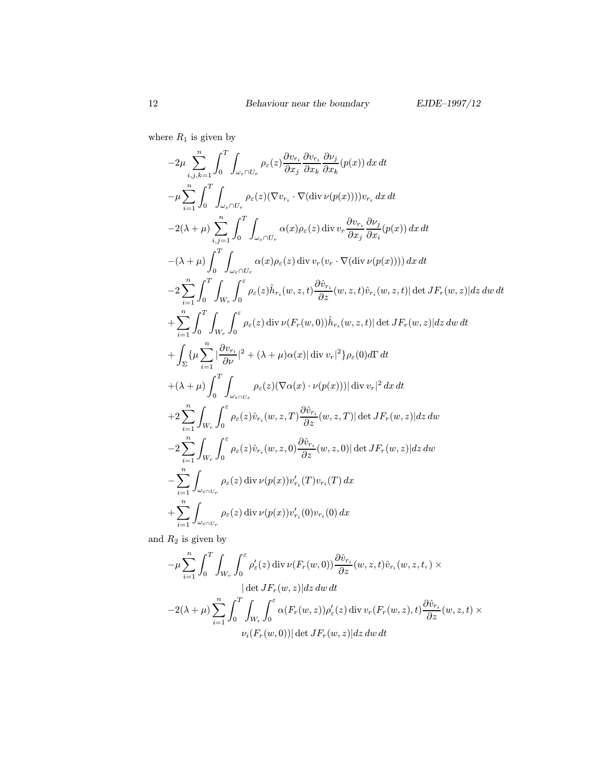where $R_1$ is given by

$$
\begin{aligned}
&-2\mu \sum_{i,j,k=1}^{n} \int_0^T \int_{\omega_\varepsilon \cap U_r} \rho_\varepsilon(z) \frac{\partial v_{r_i}}{\partial x_j} \frac{\partial v_{r_i}}{\partial x_k} \frac{\partial \nu_j}{\partial x_k}(p(x))\, dx\, dt \\
&-\mu \sum_{i=1}^{n} \int_0^T \int_{\omega_\varepsilon \cap U_r} \rho_\varepsilon(z) (\nabla v_{r_i} \cdot \nabla(\operatorname{div} \nu(p(x)))) v_{r_i}\, dx\, dt \\
&-2(\lambda+\mu) \sum_{i,j=1}^{n} \int_0^T \int_{\omega_\varepsilon \cap U_r} \alpha(x) \rho_\varepsilon(z) \operatorname{div} v_r \frac{\partial v_{r_i}}{\partial x_j} \frac{\partial \nu_j}{\partial x_i}(p(x))\, dx\, dt \\
&-(\lambda+\mu) \int_0^T \int_{\omega_\varepsilon \cap U_r} \alpha(x) \rho_\varepsilon(z) \operatorname{div} v_r (v_r \cdot \nabla(\operatorname{div} \nu(p(x))))\, dx\, dt \\
&-2 \sum_{i=1}^{n} \int_0^T \int_{W_r} \int_0^\varepsilon \rho_\varepsilon(z) \hat{h}_{r_i}(w,z,t) \frac{\partial \hat{v}_{r_i}}{\partial z}(w,z,t) \hat{v}_{r_i}(w,z,t) |\det JF_r(w,z)| dz\, dw\, dt \\
&+\sum_{i=1}^{n} \int_0^T \int_{W_r} \int_0^\varepsilon \rho_\varepsilon(z) \operatorname{div} \nu(F_r(w,0)) \hat{h}_{r_i}(w,z,t) |\det JF_r(w,z)| dz\, dw\, dt \\
&+\int_\Sigma \{\mu \sum_{i=1}^{n} |\frac{\partial v_{r_i}}{\partial \nu}|^2 + (\lambda+\mu)\alpha(x) |\operatorname{div} v_r|^2\} \rho_\varepsilon(0) d\Gamma\, dt \\
&+(\lambda+\mu) \int_0^T \int_{\omega_\varepsilon \cap U_r} \rho_\varepsilon(z) (\nabla \alpha(x) \cdot \nu(p(x))) |\operatorname{div} v_r|^2\, dx\, dt \\
&+2 \sum_{i=1}^{n} \int_{W_r} \int_0^\varepsilon \rho_\varepsilon(z) \hat{v}_{r_i}(w,z,T) \frac{\partial \hat{v}_{r_i}}{\partial z}(w,z,T) |\det JF_r(w,z)| dz\, dw \\
&-2 \sum_{i=1}^{n} \int_{W_r} \int_0^\varepsilon \rho_\varepsilon(z) \hat{v}_{r_i}(w,z,0) \frac{\partial \hat{v}_{r_i}}{\partial z}(w,z,0) |\det JF_r(w,z)| dz\, dw \\
&-\sum_{i=1}^{n} \int_{\omega_\varepsilon \cap U_r} \rho_\varepsilon(z) \operatorname{div} \nu(p(x)) v'_{r_i}(T) v_{r_i}(T)\, dx \\
&+\sum_{i=1}^{n} \int_{\omega_\varepsilon \cap U_r} \rho_\varepsilon(z) \operatorname{div} \nu(p(x)) v'_{r_i}(0) v_{r_i}(0)\, dx
\end{aligned}
$$

and $R_2$ is given by

$$
\begin{aligned}
&-\mu \sum_{i=1}^{n} \int_0^T \int_{W_r} \int_0^\varepsilon \rho'_\varepsilon(z) \operatorname{div} \nu(F_r(w,0)) \frac{\partial \hat{v}_{r_i}}{\partial z}(w,z,t) \hat{v}_{r_i}(w,z,t,) \times \\
&\qquad |\det JF_r(w,z)| dz\, dw\, dt \\
&-2(\lambda+\mu) \sum_{i=1}^{n} \int_0^T \int_{W_r} \int_0^\varepsilon \alpha(F_r(w,z)) \rho'_\varepsilon(z) \operatorname{div} v_r(F_r(w,z),t) \frac{\partial \hat{v}_{r_i}}{\partial z}(w,z,t) \times \\
&\qquad \nu_i(F_r(w,0)) |\det JF_r(w,z)| dz\, dw\, dt
\end{aligned}
$$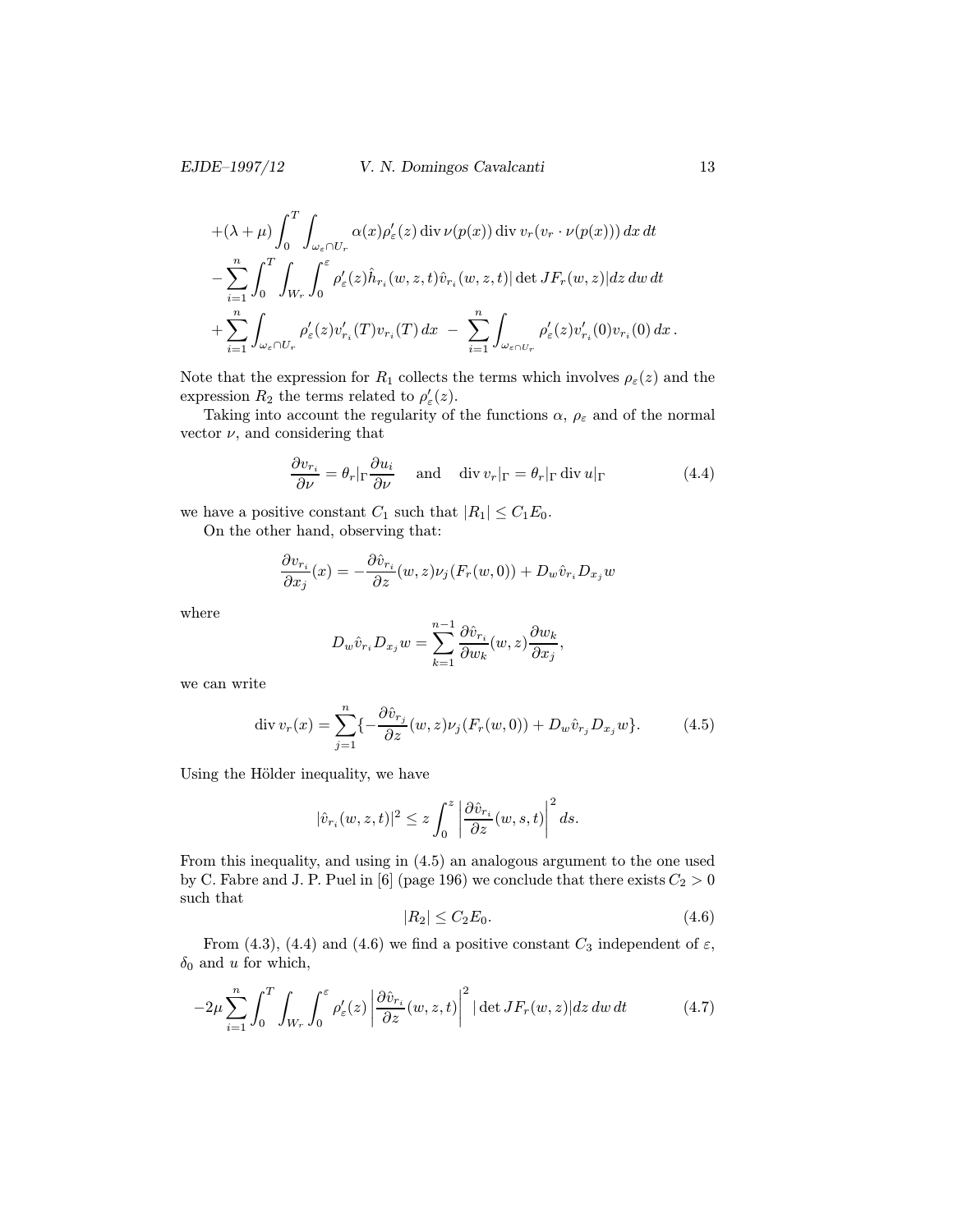$$
\begin{aligned}
&+(\lambda+\mu)\int_0^T\int_{\omega_\varepsilon\cap U_r}\alpha(x)\rho'_\varepsilon(z)\operatorname{div}\nu(p(x))\operatorname{div}v_r(v_r\cdot\nu(p(x)))\,dx\,dt\\
&-\sum_{i=1}^n\int_0^T\int_{W_r}\int_0^\varepsilon\rho'_\varepsilon(z)\hat h_{r_i}(w,z,t)\hat v_{r_i}(w,z,t)|\det JF_r(w,z)|dz\,dw\,dt\\
&+\sum_{i=1}^n\int_{\omega_\varepsilon\cap U_r}\rho'_\varepsilon(z)v'_{r_i}(T)v_{r_i}(T)\,dx\;-\;\sum_{i=1}^n\int_{\omega_\varepsilon\cap U_r}\rho'_\varepsilon(z)v'_{r_i}(0)v_{r_i}(0)\,dx\,.
\end{aligned}
$$

Note that the expression for $R_1$ collects the terms which involves $\rho_\varepsilon(z)$ and the expression $R_2$ the terms related to $\rho'_\varepsilon(z)$.

Taking into account the regularity of the functions $\alpha$, $\rho_\varepsilon$ and of the normal vector $\nu$, and considering that

$$
\frac{\partial v_{r_i}}{\partial\nu}=\theta_r|_\Gamma\frac{\partial u_i}{\partial\nu}\quad\text{ and }\quad\operatorname{div}v_r|_\Gamma=\theta_r|_\Gamma\operatorname{div}u|_\Gamma \tag{4.4}
$$

we have a positive constant $C_1$ such that $|R_1|\le C_1E_0$.

On the other hand, observing that:

$$
\frac{\partial v_{r_i}}{\partial x_j}(x)=-\frac{\partial\hat v_{r_i}}{\partial z}(w,z)\nu_j(F_r(w,0))+D_w\hat v_{r_i}D_{x_j}w
$$

where

$$
D_w\hat v_{r_i}D_{x_j}w=\sum_{k=1}^{n-1}\frac{\partial\hat v_{r_i}}{\partial w_k}(w,z)\frac{\partial w_k}{\partial x_j},
$$

we can write

$$
\operatorname{div}v_r(x)=\sum_{j=1}^n\{-\frac{\partial\hat v_{r_j}}{\partial z}(w,z)\nu_j(F_r(w,0))+D_w\hat v_{r_j}D_{x_j}w\}. \tag{4.5}
$$

Using the Hölder inequality, we have

$$
|\hat v_{r_i}(w,z,t)|^2\le z\int_0^z\left|\frac{\partial\hat v_{r_i}}{\partial z}(w,s,t)\right|^2ds.
$$

From this inequality, and using in (4.5) an analogous argument to the one used by C. Fabre and J. P. Puel in [6] (page 196) we conclude that there exists $C_2>0$ such that

$$
|R_2|\le C_2E_0. \tag{4.6}
$$

From (4.3), (4.4) and (4.6) we find a positive constant $C_3$ independent of $\varepsilon$, $\delta_0$ and $u$ for which,

$$
-2\mu\sum_{i=1}^n\int_0^T\int_{W_r}\int_0^\varepsilon\rho'_\varepsilon(z)\left|\frac{\partial\hat v_{r_i}}{\partial z}(w,z,t)\right|^2|\det JF_r(w,z)|dz\,dw\,dt \tag{4.7}
$$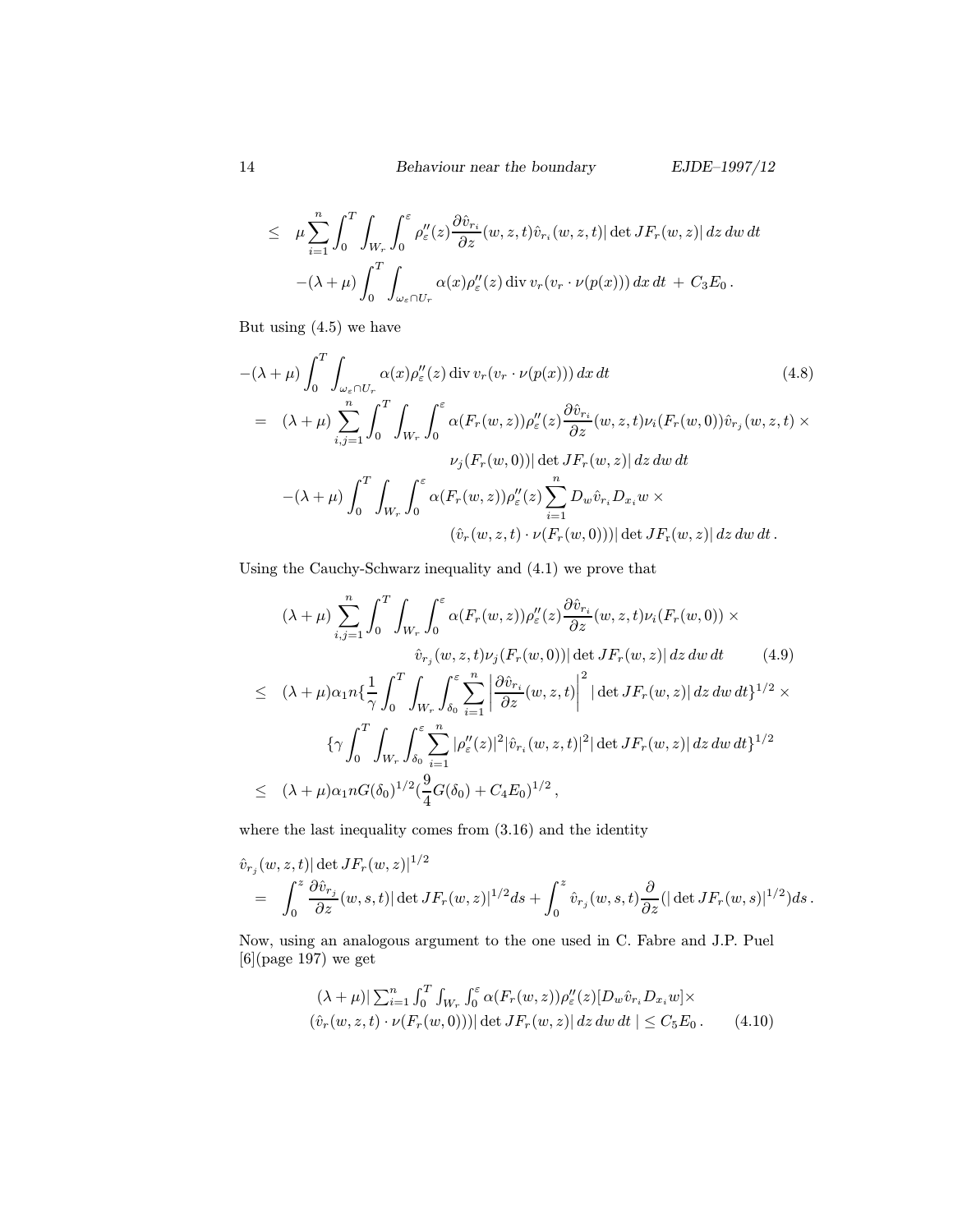$$
\begin{aligned}
\leq\quad & \mu \sum_{i=1}^{n} \int_0^T \int_{W_r} \int_0^{\varepsilon} \rho_\varepsilon''(z) \frac{\partial \hat{v}_{r_i}}{\partial z}(w,z,t) \hat{v}_{r_i}(w,z,t) |\det JF_r(w,z)|\, dz\, dw\, dt \\
& -(\lambda+\mu) \int_0^T \int_{\omega_\varepsilon \cap U_r} \alpha(x) \rho_\varepsilon''(z) \operatorname{div} v_r (v_r \cdot \nu(p(x)))\, dx\, dt \;+\; C_3 E_0 .
\end{aligned}
$$

But using (4.5) we have

$$
\begin{aligned}
& -(\lambda+\mu) \int_0^T \int_{\omega_\varepsilon \cap U_r} \alpha(x) \rho_\varepsilon''(z) \operatorname{div} v_r (v_r \cdot \nu(p(x)))\, dx\, dt \qquad (4.8) \\
= \quad & (\lambda+\mu) \sum_{i,j=1}^{n} \int_0^T \int_{W_r} \int_0^{\varepsilon} \alpha(F_r(w,z)) \rho_\varepsilon''(z) \frac{\partial \hat{v}_{r_i}}{\partial z}(w,z,t) \nu_i(F_r(w,0)) \hat{v}_{r_j}(w,z,t) \times \\
& \qquad \nu_j(F_r(w,0)) |\det JF_r(w,z)|\, dz\, dw\, dt \\
& -(\lambda+\mu) \int_0^T \int_{W_r} \int_0^{\varepsilon} \alpha(F_r(w,z)) \rho_\varepsilon''(z) \sum_{i=1}^{n} D_w \hat{v}_{r_i} D_{x_i} w \times \\
& \qquad (\hat{v}_r(w,z,t) \cdot \nu(F_r(w,0))) |\det JF_r(w,z)|\, dz\, dw\, dt .
\end{aligned}
$$

Using the Cauchy-Schwarz inequality and (4.1) we prove that

$$
\begin{aligned}
& (\lambda+\mu) \sum_{i,j=1}^{n} \int_0^T \int_{W_r} \int_0^{\varepsilon} \alpha(F_r(w,z)) \rho_\varepsilon''(z) \frac{\partial \hat{v}_{r_i}}{\partial z}(w,z,t) \nu_i(F_r(w,0)) \times \\
& \qquad \hat{v}_{r_j}(w,z,t) \nu_j(F_r(w,0)) |\det JF_r(w,z)|\, dz\, dw\, dt \qquad (4.9) \\
\leq \quad & (\lambda+\mu) \alpha_1 n \Big\{ \frac{1}{\gamma} \int_0^T \int_{W_r} \int_{\delta_0}^{\varepsilon} \sum_{i=1}^{n} \left| \frac{\partial \hat{v}_{r_i}}{\partial z}(w,z,t) \right|^2 |\det JF_r(w,z)|\, dz\, dw\, dt \Big\}^{1/2} \times \\
& \qquad \Big\{ \gamma \int_0^T \int_{W_r} \int_{\delta_0}^{\varepsilon} \sum_{i=1}^{n} |\rho_\varepsilon''(z)|^2 |\hat{v}_{r_i}(w,z,t)|^2 |\det JF_r(w,z)|\, dz\, dw\, dt \Big\}^{1/2} \\
\leq \quad & (\lambda+\mu) \alpha_1 n G(\delta_0)^{1/2} \Big( \frac{9}{4} G(\delta_0) + C_4 E_0 \Big)^{1/2} ,
\end{aligned}
$$

where the last inequality comes from (3.16) and the identity

$$
\begin{aligned}
& \hat{v}_{r_j}(w,z,t) |\det JF_r(w,z)|^{1/2} \\
= \quad & \int_0^z \frac{\partial \hat{v}_{r_j}}{\partial z}(w,s,t) |\det JF_r(w,z)|^{1/2} ds + \int_0^z \hat{v}_{r_j}(w,s,t) \frac{\partial}{\partial z} (|\det JF_r(w,s)|^{1/2}) ds .
\end{aligned}
$$

Now, using an analogous argument to the one used in C. Fabre and J.P. Puel [6](page 197) we get

$$
\begin{aligned}
& (\lambda+\mu) \big| \textstyle\sum_{i=1}^{n} \int_0^T \int_{W_r} \int_0^{\varepsilon} \alpha(F_r(w,z)) \rho_\varepsilon''(z) [D_w \hat{v}_{r_i} D_{x_i} w] \times \\
& (\hat{v}_r(w,z,t) \cdot \nu(F_r(w,0))) |\det JF_r(w,z)|\, dz\, dw\, dt \,\big| \leq C_5 E_0 . \qquad (4.10)
\end{aligned}
$$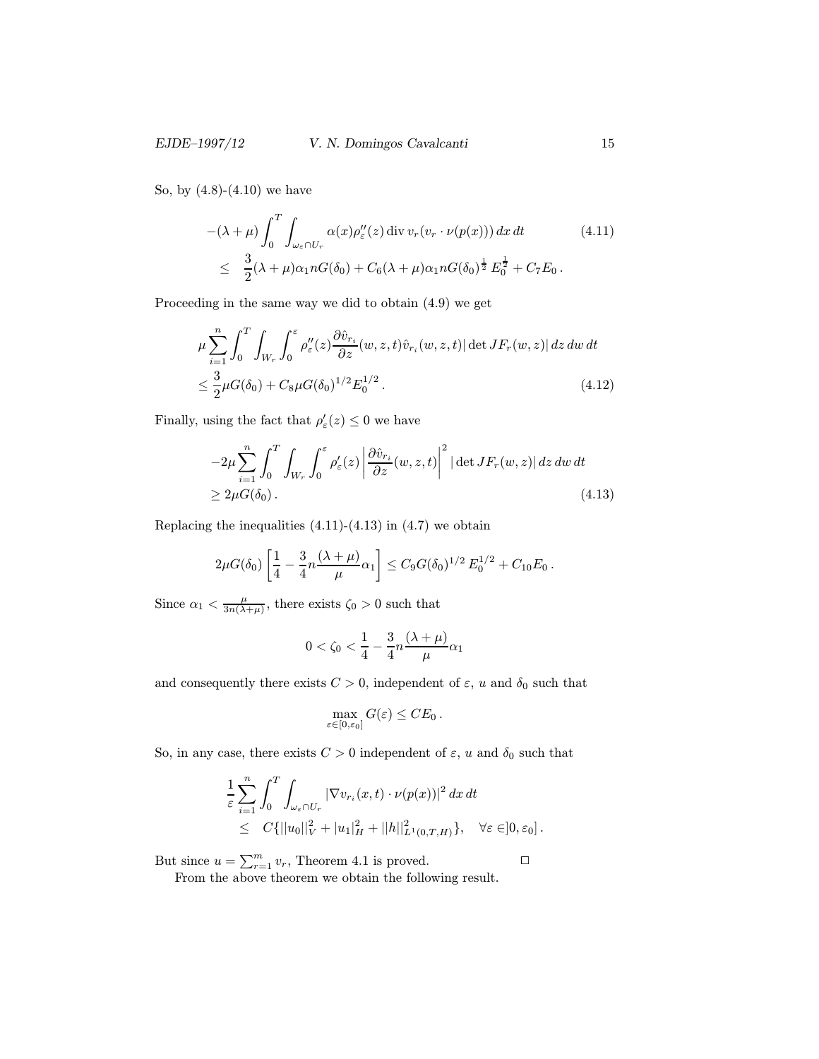So, by (4.8)-(4.10) we have

$$
\begin{aligned}
&-(\lambda+\mu)\int_0^T\int_{\omega_\varepsilon\cap U_r}\alpha(x)\rho_\varepsilon''(z)\,\mathrm{div}\,v_r(v_r\cdot\nu(p(x)))\,dx\,dt \qquad (4.11)\\
&\quad\le \quad \frac{3}{2}(\lambda+\mu)\alpha_1 nG(\delta_0)+C_6(\lambda+\mu)\alpha_1 nG(\delta_0)^{\frac12}\,E_0^{\frac12}+C_7E_0\,.
\end{aligned}
$$

Proceeding in the same way we did to obtain (4.9) we get

$$
\begin{aligned}
&\mu\sum_{i=1}^n\int_0^T\int_{W_r}\int_0^\varepsilon\rho_\varepsilon''(z)\frac{\partial\hat v_{r_i}}{\partial z}(w,z,t)\hat v_{r_i}(w,z,t)|\det JF_r(w,z)|\,dz\,dw\,dt\\
&\le\frac32\mu G(\delta_0)+C_8\mu G(\delta_0)^{1/2}E_0^{1/2}\,. \qquad (4.12)
\end{aligned}
$$

Finally, using the fact that $\rho_\varepsilon'(z)\le 0$ we have

$$
\begin{aligned}
&-2\mu\sum_{i=1}^n\int_0^T\int_{W_r}\int_0^\varepsilon\rho_\varepsilon'(z)\left|\frac{\partial\hat v_{r_i}}{\partial z}(w,z,t)\right|^2|\det JF_r(w,z)|\,dz\,dw\,dt\\
&\ge 2\mu G(\delta_0)\,. \qquad (4.13)
\end{aligned}
$$

Replacing the inequalities (4.11)-(4.13) in (4.7) we obtain

$$
2\mu G(\delta_0)\left[\frac14-\frac34 n\frac{(\lambda+\mu)}{\mu}\alpha_1\right]\le C_9G(\delta_0)^{1/2}\,E_0^{1/2}+C_{10}E_0\,.
$$

Since $\alpha_1<\frac{\mu}{3n(\lambda+\mu)}$, there exists $\zeta_0>0$ such that

$$
0<\zeta_0<\frac14-\frac34 n\frac{(\lambda+\mu)}{\mu}\alpha_1
$$

and consequently there exists $C>0$, independent of $\varepsilon$, $u$ and $\delta_0$ such that

$$
\max_{\varepsilon\in[0,\varepsilon_0]}G(\varepsilon)\le CE_0\,.
$$

So, in any case, there exists $C>0$ independent of $\varepsilon$, $u$ and $\delta_0$ such that

$$
\begin{aligned}
&\frac1\varepsilon\sum_{i=1}^n\int_0^T\int_{\omega_\varepsilon\cap U_r}|\nabla v_{r_i}(x,t)\cdot\nu(p(x))|^2\,dx\,dt\\
&\quad\le\quad C\{||u_0||_V^2+|u_1|_H^2+||h||^2_{L^1(0,T,H)}\},\quad\forall\varepsilon\in]0,\varepsilon_0]\,.
\end{aligned}
$$

But since $u=\sum_{r=1}^m v_r$, Theorem 4.1 is proved. $\square$

From the above theorem we obtain the following result.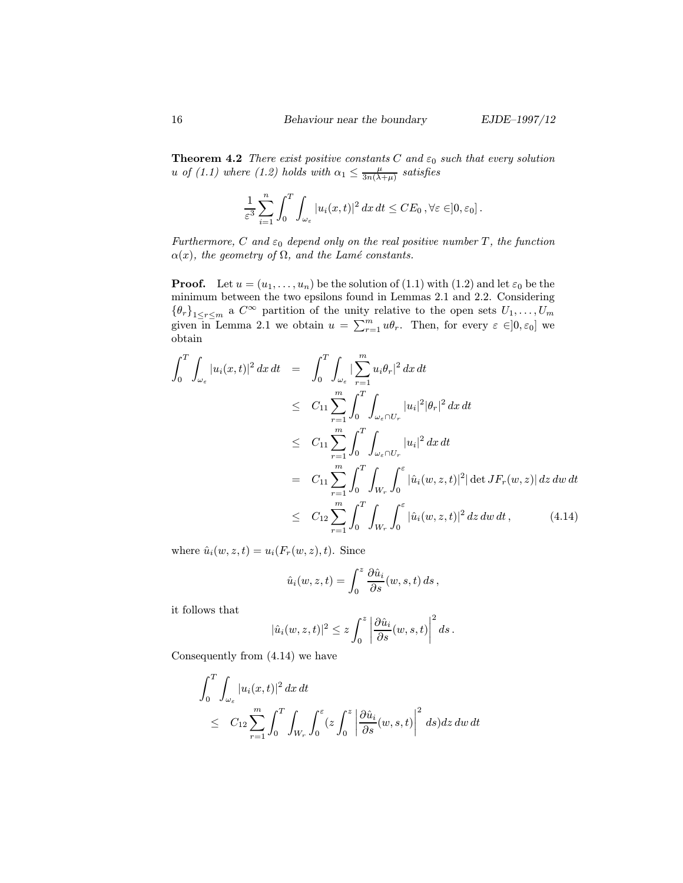**Theorem 4.2** *There exist positive constants $C$ and $\varepsilon_0$ such that every solution $u$ of (1.1) where (1.2) holds with $\alpha_1 \leq \frac{\mu}{3n(\lambda+\mu)}$ satisfies*

$$\frac{1}{\varepsilon^3}\sum_{i=1}^{n}\int_0^T\int_{\omega_\varepsilon}|u_i(x,t)|^2\,dx\,dt \leq CE_0\,, \forall \varepsilon \in ]0,\varepsilon_0]\,.$$

*Furthermore, $C$ and $\varepsilon_0$ depend only on the real positive number $T$, the function $\alpha(x)$, the geometry of $\Omega$, and the Lamé constants.*

**Proof.** Let $u = (u_1,\dots,u_n)$ be the solution of (1.1) with (1.2) and let $\varepsilon_0$ be the minimum between the two epsilons found in Lemmas 2.1 and 2.2. Considering $\{\theta_r\}_{1\leq r\leq m}$ a $C^\infty$ partition of the unity relative to the open sets $U_1,\dots,U_m$ given in Lemma 2.1 we obtain $u = \sum_{r=1}^m u\theta_r$. Then, for every $\varepsilon \in ]0,\varepsilon_0]$ we obtain

$$\begin{aligned}
\int_0^T\int_{\omega_\varepsilon}|u_i(x,t)|^2\,dx\,dt &= \int_0^T\int_{\omega_\varepsilon}|\sum_{r=1}^m u_i\theta_r|^2\,dx\,dt \\
&\leq C_{11}\sum_{r=1}^m\int_0^T\int_{\omega_\varepsilon\cap U_r}|u_i|^2|\theta_r|^2\,dx\,dt \\
&\leq C_{11}\sum_{r=1}^m\int_0^T\int_{\omega_\varepsilon\cap U_r}|u_i|^2\,dx\,dt \\
&= C_{11}\sum_{r=1}^m\int_0^T\int_{W_r}\int_0^\varepsilon|\hat{u}_i(w,z,t)|^2|\det JF_r(w,z)|\,dz\,dw\,dt \\
&\leq C_{12}\sum_{r=1}^m\int_0^T\int_{W_r}\int_0^\varepsilon|\hat{u}_i(w,z,t)|^2\,dz\,dw\,dt\,, \qquad (4.14)
\end{aligned}$$

where $\hat{u}_i(w,z,t) = u_i(F_r(w,z),t)$. Since

$$\hat{u}_i(w,z,t) = \int_0^z\frac{\partial\hat{u}_i}{\partial s}(w,s,t)\,ds\,,$$

it follows that

$$|\hat{u}_i(w,z,t)|^2 \leq z\int_0^z\left|\frac{\partial\hat{u}_i}{\partial s}(w,s,t)\right|^2 ds\,.$$

Consequently from (4.14) we have

$$\begin{aligned}
&\int_0^T\int_{\omega_\varepsilon}|u_i(x,t)|^2\,dx\,dt \\
&\leq C_{12}\sum_{r=1}^m\int_0^T\int_{W_r}\int_0^\varepsilon(z\int_0^z\left|\frac{\partial\hat{u}_i}{\partial s}(w,s,t)\right|^2 ds)dz\,dw\,dt
\end{aligned}$$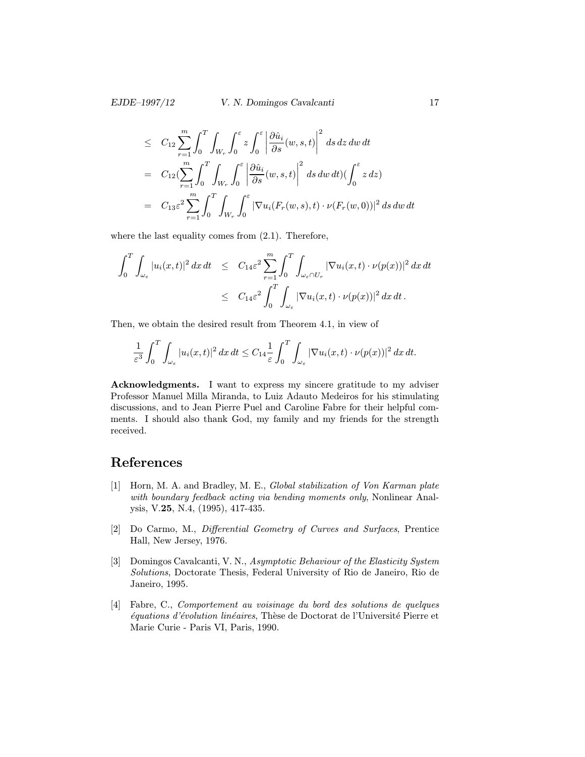$$
\begin{aligned}
&\leq C_{12}\sum_{r=1}^{m}\int_0^T\int_{W_r}\int_0^{\varepsilon} z\int_0^{\varepsilon}\left|\frac{\partial \hat{u}_i}{\partial s}(w,s,t)\right|^2 ds\,dz\,dw\,dt \\
&= C_{12}(\sum_{r=1}^{m}\int_0^T\int_{W_r}\int_0^{\varepsilon}\left|\frac{\partial \hat{u}_i}{\partial s}(w,s,t)\right|^2 ds\,dw\,dt)(\int_0^{\varepsilon} z\,dz) \\
&= C_{13}\varepsilon^2\sum_{r=1}^{m}\int_0^T\int_{W_r}\int_0^{\varepsilon}|\nabla u_i(F_r(w,s),t)\cdot\nu(F_r(w,0))|^2\,ds\,dw\,dt
\end{aligned}
$$

where the last equality comes from (2.1). Therefore,

$$
\begin{aligned}
\int_0^T\int_{\omega_\varepsilon}|u_i(x,t)|^2\,dx\,dt &\leq C_{14}\varepsilon^2\sum_{r=1}^{m}\int_0^T\int_{\omega_\varepsilon\cap U_r}|\nabla u_i(x,t)\cdot\nu(p(x))|^2\,dx\,dt \\
&\leq C_{14}\varepsilon^2\int_0^T\int_{\omega_\varepsilon}|\nabla u_i(x,t)\cdot\nu(p(x))|^2\,dx\,dt\,.
\end{aligned}
$$

Then, we obtain the desired result from Theorem 4.1, in view of

$$
\frac{1}{\varepsilon^3}\int_0^T\int_{\omega_\varepsilon}|u_i(x,t)|^2\,dx\,dt \leq C_{14}\frac{1}{\varepsilon}\int_0^T\int_{\omega_\varepsilon}|\nabla u_i(x,t)\cdot\nu(p(x))|^2\,dx\,dt.
$$

**Acknowledgments.** I want to express my sincere gratitude to my adviser Professor Manuel Milla Miranda, to Luiz Adauto Medeiros for his stimulating discussions, and to Jean Pierre Puel and Caroline Fabre for their helpful comments. I should also thank God, my family and my friends for the strength received.

# References

[1] Horn, M. A. and Bradley, M. E., *Global stabilization of Von Karman plate with boundary feedback acting via bending moments only*, Nonlinear Analysis, V.**25**, N.4, (1995), 417-435.

[2] Do Carmo, M., *Differential Geometry of Curves and Surfaces*, Prentice Hall, New Jersey, 1976.

[3] Domingos Cavalcanti, V. N., *Asymptotic Behaviour of the Elasticity System Solutions*, Doctorate Thesis, Federal University of Rio de Janeiro, Rio de Janeiro, 1995.

[4] Fabre, C., *Comportement au voisinage du bord des solutions de quelques équations d'évolution linéaires*, Thèse de Doctorat de l'Université Pierre et Marie Curie - Paris VI, Paris, 1990.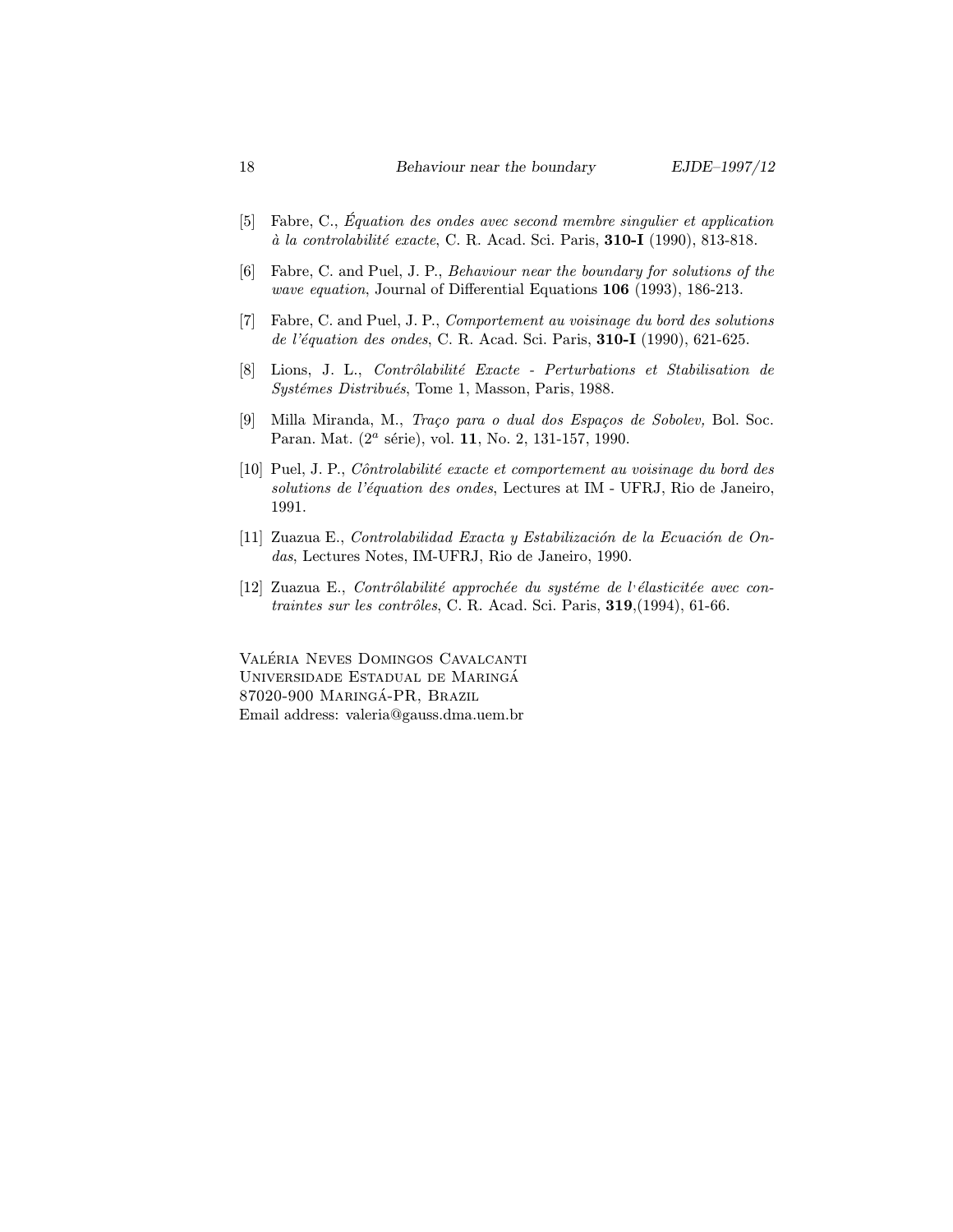[5] Fabre, C., *Équation des ondes avec second membre singulier et application à la controlabilité exacte*, C. R. Acad. Sci. Paris, **310-I** (1990), 813-818.

[6] Fabre, C. and Puel, J. P., *Behaviour near the boundary for solutions of the wave equation*, Journal of Differential Equations **106** (1993), 186-213.

[7] Fabre, C. and Puel, J. P., *Comportement au voisinage du bord des solutions de l'équation des ondes*, C. R. Acad. Sci. Paris, **310-I** (1990), 621-625.

[8] Lions, J. L., *Contrôlabilité Exacte - Perturbations et Stabilisation de Systémes Distribués*, Tome 1, Masson, Paris, 1988.

[9] Milla Miranda, M., *Traço para o dual dos Espaços de Sobolev,* Bol. Soc. Paran. Mat. ($2^a$ série), vol. **11**, No. 2, 131-157, 1990.

[10] Puel, J. P., *Côntrolabilité exacte et comportement au voisinage du bord des solutions de l'équation des ondes*, Lectures at IM - UFRJ, Rio de Janeiro, 1991.

[11] Zuazua E., *Controlabilidad Exacta y Estabilización de la Ecuación de Ondas*, Lectures Notes, IM-UFRJ, Rio de Janeiro, 1990.

[12] Zuazua E., *Contrôlabilité approchée du systéme de l'élasticitée avec contraintes sur les contrôles*, C. R. Acad. Sci. Paris, **319**,(1994), 61-66.

Valéria Neves Domingos Cavalcanti
Universidade Estadual de Maringá
87020-900 Maringá-PR, Brazil
Email address: valeria@gauss.dma.uem.br